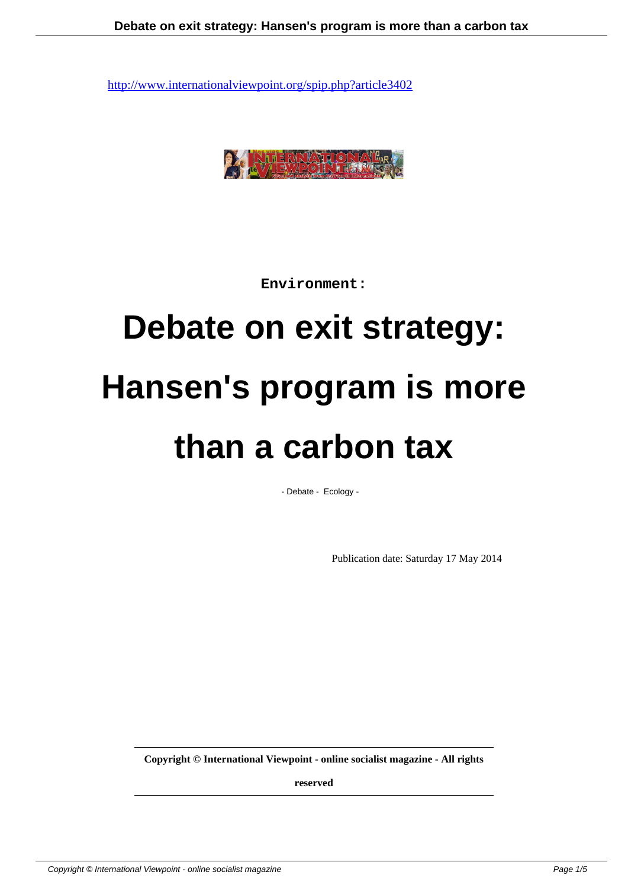http://www.internationalviewpoint.org/spip.php?article3402

Environment:

# Debate on exit strategy: Hansen's program is more than a carbon tax

- Debate - Ecology -

Publication date: Saturday 17 May 2014

**Copyright © International Viewpoint - online socialist magazine - All rights reserved**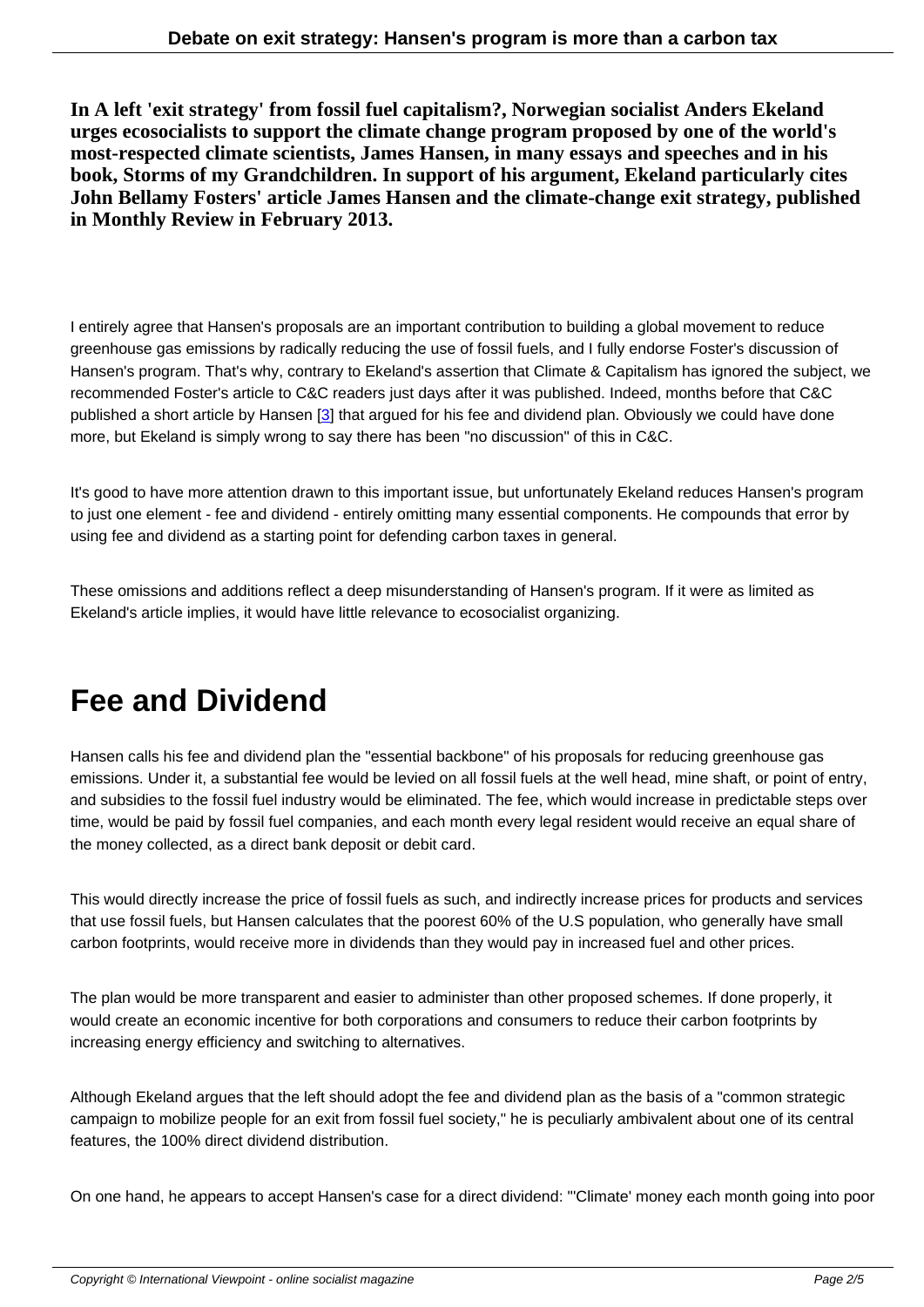**In A left 'exit strategy' from fossil fuel capitalism?, Norwegian socialist Anders Ekeland urges ecosocialists to support the climate change program proposed by one of the world's most-respected climate scientists, James Hansen, in many essays and speeches and in his book, Storms of my Grandchildren. In support of his argument, Ekeland particularly cites John Bellamy Fosters' article James Hansen and the climate-change exit strategy, published in Monthly Review in February 2013.**

I entirely agree that Hansen's proposals are an important contribution to building a global movement to reduce greenhouse gas emissions by radically reducing the use of fossil fuels, and I fully endorse Foster's discussion of Hansen's program. That's why, contrary to Ekeland's assertion that Climate & Capitalism has ignored the subject, we recommended Foster's article to C&C readers just days after it was published. Indeed, months before that C&C published a short article by Hansen [3] that argued for his fee and dividend plan. Obviously we could have done more, but Ekeland is simply wrong to say there has been "no discussion" of this in C&C.

It's good to have more attention drawn to this important issue, but unfortunately Ekeland reduces Hansen's program to just one element - fee and dividend - entirely omitting many essential components. He compounds that error by using fee and dividend as a starting point for defending carbon taxes in general.

These omissions and additions reflect a deep misunderstanding of Hansen's program. If it were as limited as Ekeland's article implies, it would have little relevance to ecosocialist organizing.

# Fee and Dividend

Hansen calls his fee and dividend plan the "essential backbone" of his proposals for reducing greenhouse gas emissions. Under it, a substantial fee would be levied on all fossil fuels at the well head, mine shaft, or point of entry, and subsidies to the fossil fuel industry would be eliminated. The fee, which would increase in predictable steps over time, would be paid by fossil fuel companies, and each month every legal resident would receive an equal share of the money collected, as a direct bank deposit or debit card.

This would directly increase the price of fossil fuels as such, and indirectly increase prices for products and services that use fossil fuels, but Hansen calculates that the poorest 60% of the U.S population, who generally have small carbon footprints, would receive more in dividends than they would pay in increased fuel and other prices.

The plan would be more transparent and easier to administer than other proposed schemes. If done properly, it would create an economic incentive for both corporations and consumers to reduce their carbon footprints by increasing energy efficiency and switching to alternatives.

Although Ekeland argues that the left should adopt the fee and dividend plan as the basis of a "common strategic campaign to mobilize people for an exit from fossil fuel society," he is peculiarly ambivalent about one of its central features, the 100% direct dividend distribution.

On one hand, he appears to accept Hansen's case for a direct dividend: "'Climate' money each month going into poor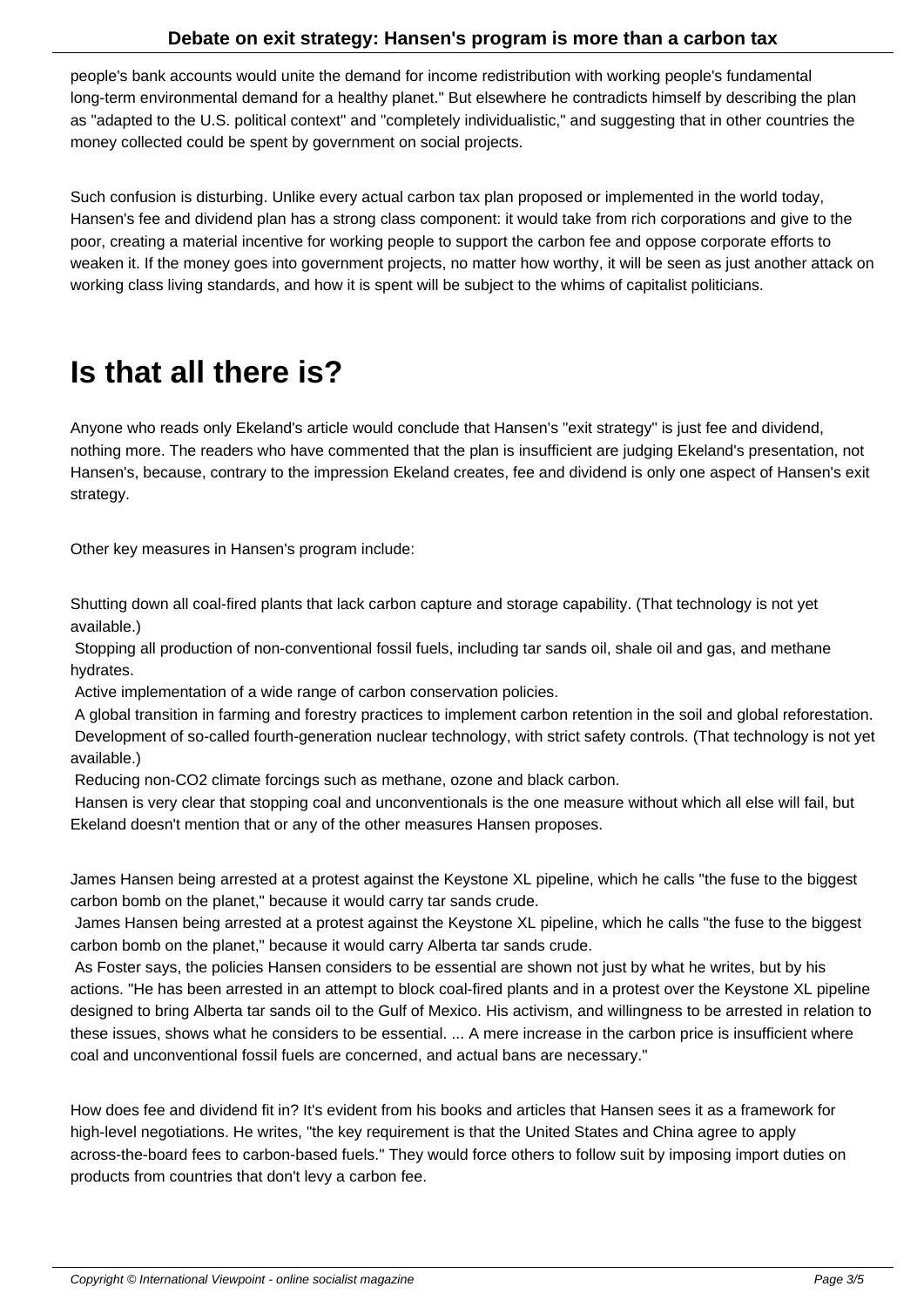people's bank accounts would unite the demand for income redistribution with working people's fundamental long-term environmental demand for a healthy planet." But elsewhere he contradicts himself by describing the plan as "adapted to the U.S. political context" and "completely individualistic," and suggesting that in other countries the money collected could be spent by government on social projects.

Such confusion is disturbing. Unlike every actual carbon tax plan proposed or implemented in the world today, Hansen's fee and dividend plan has a strong class component: it would take from rich corporations and give to the poor, creating a material incentive for working people to support the carbon fee and oppose corporate efforts to weaken it. If the money goes into government projects, no matter how worthy, it will be seen as just another attack on working class living standards, and how it is spent will be subject to the whims of capitalist politicians.

# Is that all there is?

Anyone who reads only Ekeland's article would conclude that Hansen's "exit strategy" is just fee and dividend, nothing more. The readers who have commented that the plan is insufficient are judging Ekeland's presentation, not Hansen's, because, contrary to the impression Ekeland creates, fee and dividend is only one aspect of Hansen's exit strategy.

Other key measures in Hansen's program include:

Shutting down all coal-fired plants that lack carbon capture and storage capability. (That technology is not yet available.)
Stopping all production of non-conventional fossil fuels, including tar sands oil, shale oil and gas, and methane hydrates.
Active implementation of a wide range of carbon conservation policies.
A global transition in farming and forestry practices to implement carbon retention in the soil and global reforestation.
Development of so-called fourth-generation nuclear technology, with strict safety controls. (That technology is not yet available.)
Reducing non-$CO_2$ climate forcings such as methane, ozone and black carbon.
Hansen is very clear that stopping coal and unconventionals is the one measure without which all else will fail, but Ekeland doesn't mention that or any of the other measures Hansen proposes.

James Hansen being arrested at a protest against the Keystone XL pipeline, which he calls "the fuse to the biggest carbon bomb on the planet," because it would carry tar sands crude.
James Hansen being arrested at a protest against the Keystone XL pipeline, which he calls "the fuse to the biggest carbon bomb on the planet," because it would carry Alberta tar sands crude.
As Foster says, the policies Hansen considers to be essential are shown not just by what he writes, but by his actions. "He has been arrested in an attempt to block coal-fired plants and in a protest over the Keystone XL pipeline designed to bring Alberta tar sands oil to the Gulf of Mexico. His activism, and willingness to be arrested in relation to these issues, shows what he considers to be essential. ... A mere increase in the carbon price is insufficient where coal and unconventional fossil fuels are concerned, and actual bans are necessary."

How does fee and dividend fit in? It's evident from his books and articles that Hansen sees it as a framework for high-level negotiations. He writes, "the key requirement is that the United States and China agree to apply across-the-board fees to carbon-based fuels." They would force others to follow suit by imposing import duties on products from countries that don't levy a carbon fee.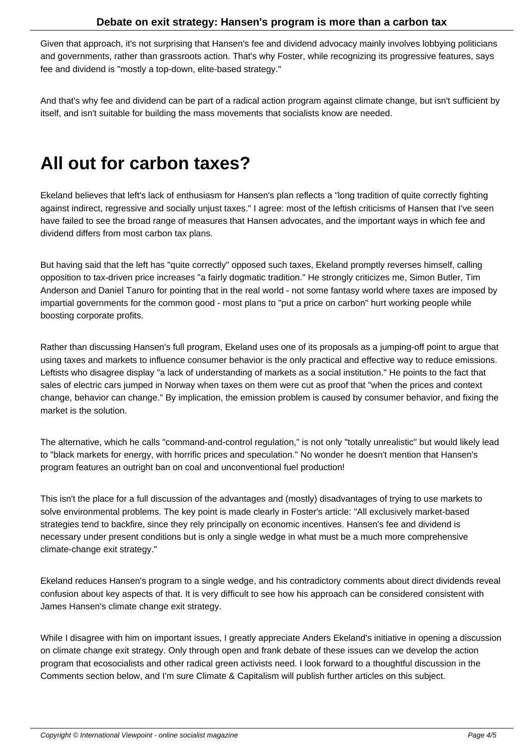Given that approach, it's not surprising that Hansen's fee and dividend advocacy mainly involves lobbying politicians and governments, rather than grassroots action. That's why Foster, while recognizing its progressive features, says fee and dividend is "mostly a top-down, elite-based strategy."

And that's why fee and dividend can be part of a radical action program against climate change, but isn't sufficient by itself, and isn't suitable for building the mass movements that socialists know are needed.

# All out for carbon taxes?

Ekeland believes that left's lack of enthusiasm for Hansen's plan reflects a "long tradition of quite correctly fighting against indirect, regressive and socially unjust taxes." I agree: most of the leftish criticisms of Hansen that I've seen have failed to see the broad range of measures that Hansen advocates, and the important ways in which fee and dividend differs from most carbon tax plans.

But having said that the left has "quite correctly" opposed such taxes, Ekeland promptly reverses himself, calling opposition to tax-driven price increases "a fairly dogmatic tradition." He strongly criticizes me, Simon Butler, Tim Anderson and Daniel Tanuro for pointing that in the real world - not some fantasy world where taxes are imposed by impartial governments for the common good - most plans to "put a price on carbon" hurt working people while boosting corporate profits.

Rather than discussing Hansen's full program, Ekeland uses one of its proposals as a jumping-off point to argue that using taxes and markets to influence consumer behavior is the only practical and effective way to reduce emissions. Leftists who disagree display "a lack of understanding of markets as a social institution." He points to the fact that sales of electric cars jumped in Norway when taxes on them were cut as proof that "when the prices and context change, behavior can change." By implication, the emission problem is caused by consumer behavior, and fixing the market is the solution.

The alternative, which he calls "command-and-control regulation," is not only "totally unrealistic" but would likely lead to "black markets for energy, with horrific prices and speculation." No wonder he doesn't mention that Hansen's program features an outright ban on coal and unconventional fuel production!

This isn't the place for a full discussion of the advantages and (mostly) disadvantages of trying to use markets to solve environmental problems. The key point is made clearly in Foster's article: "All exclusively market-based strategies tend to backfire, since they rely principally on economic incentives. Hansen's fee and dividend is necessary under present conditions but is only a single wedge in what must be a much more comprehensive climate-change exit strategy."

Ekeland reduces Hansen's program to a single wedge, and his contradictory comments about direct dividends reveal confusion about key aspects of that. It is very difficult to see how his approach can be considered consistent with James Hansen's climate change exit strategy.

While I disagree with him on important issues, I greatly appreciate Anders Ekeland's initiative in opening a discussion on climate change exit strategy. Only through open and frank debate of these issues can we develop the action program that ecosocialists and other radical green activists need. I look forward to a thoughtful discussion in the Comments section below, and I'm sure Climate & Capitalism will publish further articles on this subject.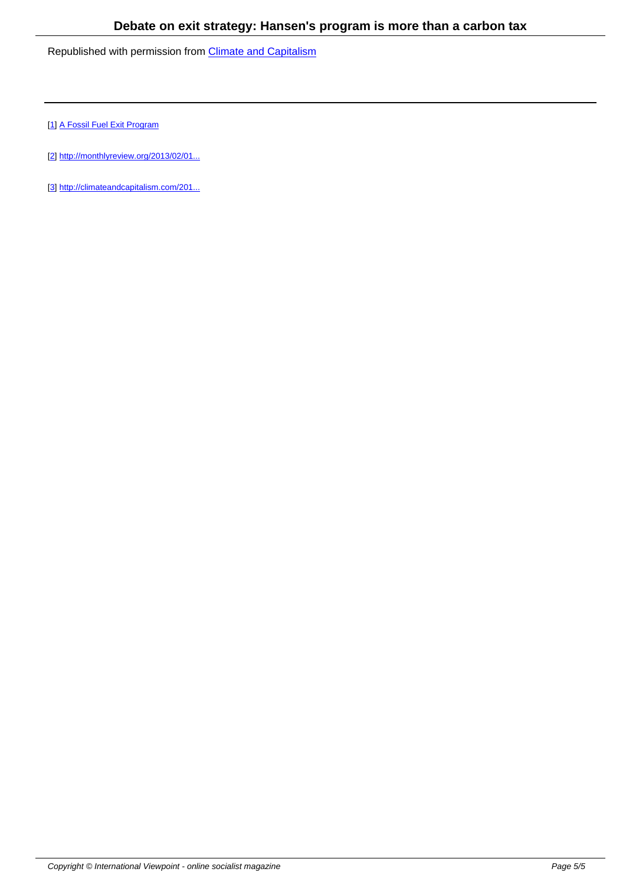Republished with permission from [Climate and Capitalism](#)

---

[1] [A Fossil Fuel Exit Program](#)

[2] [http://monthlyreview.org/2013/02/01...](http://monthlyreview.org/2013/02/01...)

[3] [http://climateandcapitalism.com/201...](http://climateandcapitalism.com/201...)